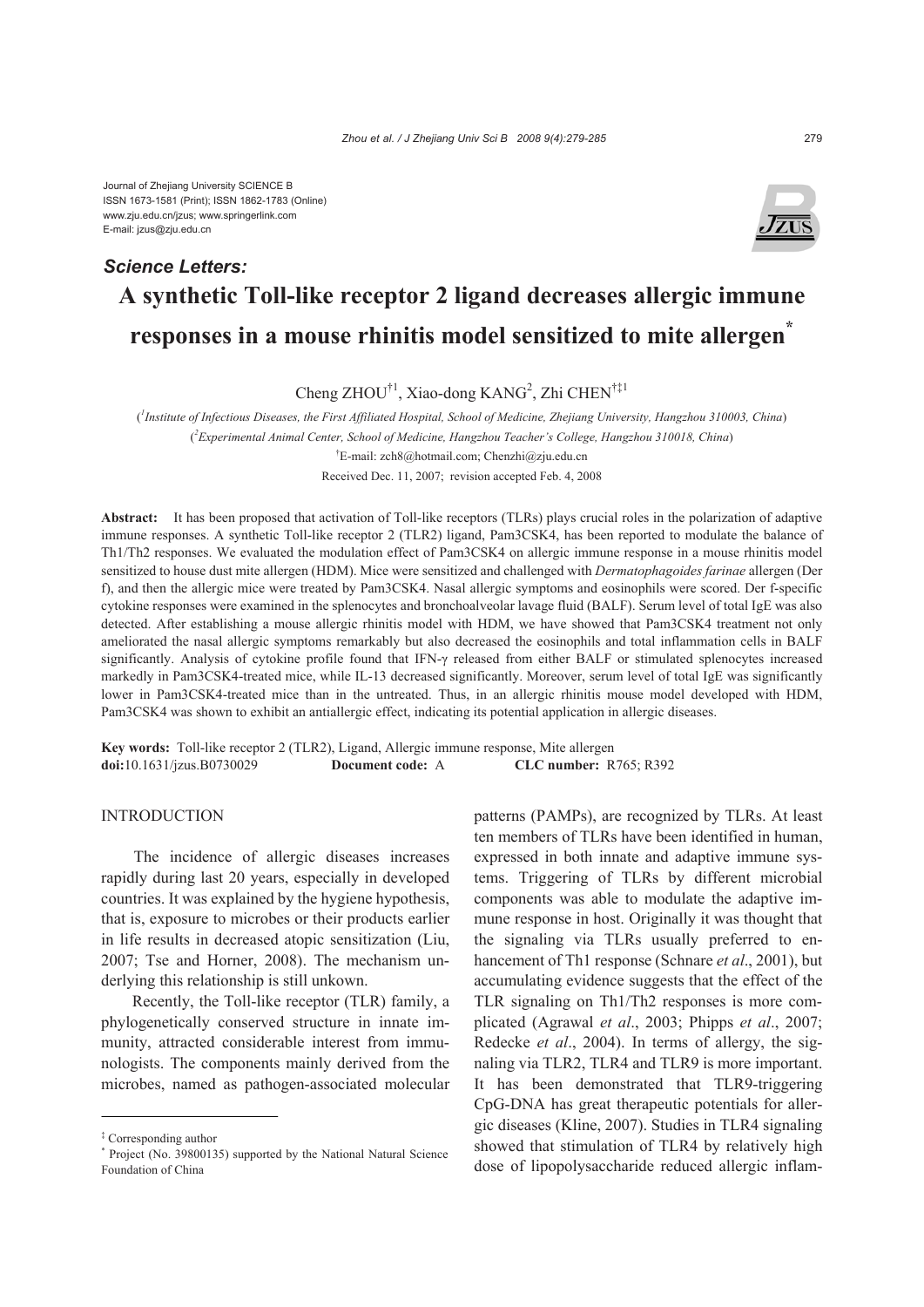Journal of Zhejiang University SCIENCE B
ISSN 1673-1581 (Print); ISSN 1862-1783 (Online)
www.zju.edu.cn/jzus; www.springerlink.com
E-mail: jzus@zju.edu.cn

***Science Letters:***

# A synthetic Toll-like receptor 2 ligand decreases allergic immune responses in a mouse rhinitis model sensitized to mite allergen*

Cheng ZHOU[†1], Xiao-dong KANG[2], Zhi CHEN[†‡1]

([1]*Institute of Infectious Diseases, the First Affiliated Hospital, School of Medicine, Zhejiang University, Hangzhou 310003, China*)

([2]*Experimental Animal Center, School of Medicine, Hangzhou Teacher's College, Hangzhou 310018, China*)

[†]E-mail: zch8@hotmail.com; Chenzhi@zju.edu.cn

Received Dec. 11, 2007; revision accepted Feb. 4, 2008

**Abstract:** It has been proposed that activation of Toll-like receptors (TLRs) plays crucial roles in the polarization of adaptive immune responses. A synthetic Toll-like receptor 2 (TLR2) ligand, Pam3CSK4, has been reported to modulate the balance of Th1/Th2 responses. We evaluated the modulation effect of Pam3CSK4 on allergic immune response in a mouse rhinitis model sensitized to house dust mite allergen (HDM). Mice were sensitized and challenged with *Dermatophagoides farinae* allergen (Der f), and then the allergic mice were treated by Pam3CSK4. Nasal allergic symptoms and eosinophils were scored. Der f-specific cytokine responses were examined in the splenocytes and bronchoalveolar lavage fluid (BALF). Serum level of total IgE was also detected. After establishing a mouse allergic rhinitis model with HDM, we have showed that Pam3CSK4 treatment not only ameliorated the nasal allergic symptoms remarkably but also decreased the eosinophils and total inflammation cells in BALF significantly. Analysis of cytokine profile found that IFN-γ released from either BALF or stimulated splenocytes increased markedly in Pam3CSK4-treated mice, while IL-13 decreased significantly. Moreover, serum level of total IgE was significantly lower in Pam3CSK4-treated mice than in the untreated. Thus, in an allergic rhinitis mouse model developed with HDM, Pam3CSK4 was shown to exhibit an antiallergic effect, indicating its potential application in allergic diseases.

**Key words:** Toll-like receptor 2 (TLR2), Ligand, Allergic immune response, Mite allergen
**doi:**10.1631/jzus.B0730029 **Document code:** A **CLC number:** R765; R392

## INTRODUCTION

The incidence of allergic diseases increases rapidly during last 20 years, especially in developed countries. It was explained by the hygiene hypothesis, that is, exposure to microbes or their products earlier in life results in decreased atopic sensitization (Liu, 2007; Tse and Horner, 2008). The mechanism underlying this relationship is still unkown.

Recently, the Toll-like receptor (TLR) family, a phylogenetically conserved structure in innate immunity, attracted considerable interest from immunologists. The components mainly derived from the microbes, named as pathogen-associated molecular patterns (PAMPs), are recognized by TLRs. At least ten members of TLRs have been identified in human, expressed in both innate and adaptive immune systems. Triggering of TLRs by different microbial components was able to modulate the adaptive immune response in host. Originally it was thought that the signaling via TLRs usually preferred to enhancement of Th1 response (Schnare *et al*., 2001), but accumulating evidence suggests that the effect of the TLR signaling on Th1/Th2 responses is more complicated (Agrawal *et al*., 2003; Phipps *et al*., 2007; Redecke *et al*., 2004). In terms of allergy, the signaling via TLR2, TLR4 and TLR9 is more important. It has been demonstrated that TLR9-triggering CpG-DNA has great therapeutic potentials for allergic diseases (Kline, 2007). Studies in TLR4 signaling showed that stimulation of TLR4 by relatively high dose of lipopolysaccharide reduced allergic inflam-

---

[‡] Corresponding author
[*] Project (No. 39800135) supported by the National Natural Science Foundation of China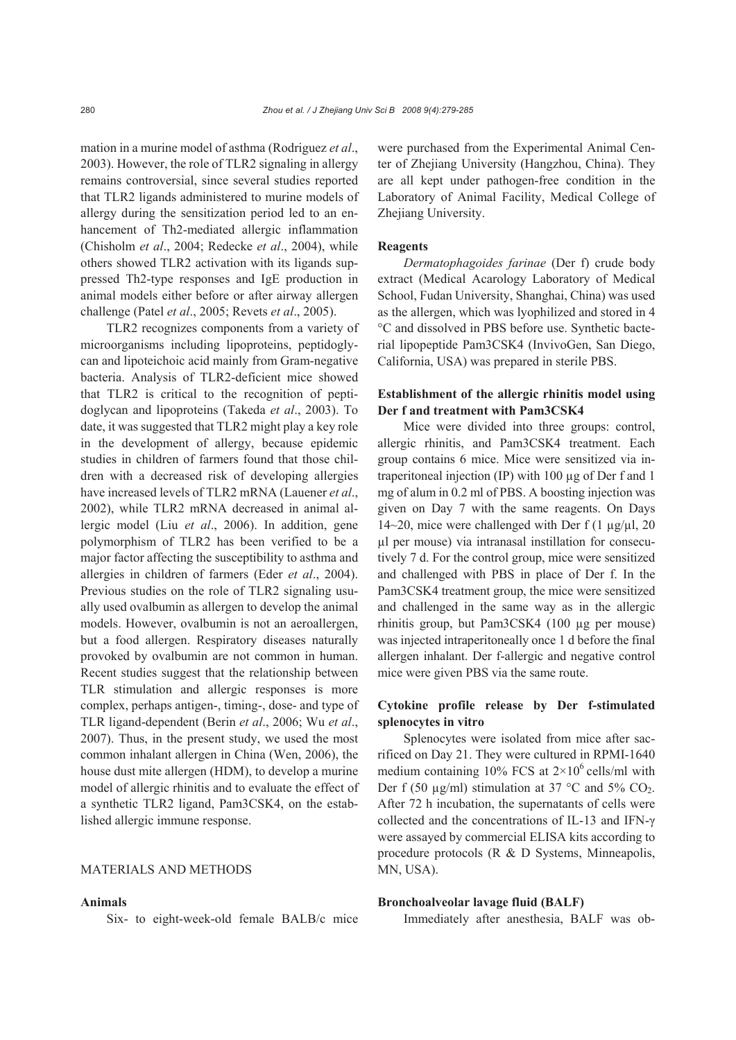mation in a murine model of asthma (Rodriguez *et al*., 2003). However, the role of TLR2 signaling in allergy remains controversial, since several studies reported that TLR2 ligands administered to murine models of allergy during the sensitization period led to an enhancement of Th2-mediated allergic inflammation (Chisholm *et al*., 2004; Redecke *et al*., 2004), while others showed TLR2 activation with its ligands suppressed Th2-type responses and IgE production in animal models either before or after airway allergen challenge (Patel *et al*., 2005; Revets *et al*., 2005).

TLR2 recognizes components from a variety of microorganisms including lipoproteins, peptidoglycan and lipoteichoic acid mainly from Gram-negative bacteria. Analysis of TLR2-deficient mice showed that TLR2 is critical to the recognition of peptidoglycan and lipoproteins (Takeda *et al*., 2003). To date, it was suggested that TLR2 might play a key role in the development of allergy, because epidemic studies in children of farmers found that those children with a decreased risk of developing allergies have increased levels of TLR2 mRNA (Lauener *et al*., 2002), while TLR2 mRNA decreased in animal allergic model (Liu *et al*., 2006). In addition, gene polymorphism of TLR2 has been verified to be a major factor affecting the susceptibility to asthma and allergies in children of farmers (Eder *et al*., 2004). Previous studies on the role of TLR2 signaling usually used ovalbumin as allergen to develop the animal models. However, ovalbumin is not an aeroallergen, but a food allergen. Respiratory diseases naturally provoked by ovalbumin are not common in human. Recent studies suggest that the relationship between TLR stimulation and allergic responses is more complex, perhaps antigen-, timing-, dose- and type of TLR ligand-dependent (Berin *et al*., 2006; Wu *et al*., 2007). Thus, in the present study, we used the most common inhalant allergen in China (Wen, 2006), the house dust mite allergen (HDM), to develop a murine model of allergic rhinitis and to evaluate the effect of a synthetic TLR2 ligand, Pam3CSK4, on the established allergic immune response.

## MATERIALS AND METHODS

### Animals

Six- to eight-week-old female BALB/c mice were purchased from the Experimental Animal Center of Zhejiang University (Hangzhou, China). They are all kept under pathogen-free condition in the Laboratory of Animal Facility, Medical College of Zhejiang University.

### Reagents

*Dermatophagoides farinae* (Der f) crude body extract (Medical Acarology Laboratory of Medical School, Fudan University, Shanghai, China) was used as the allergen, which was lyophilized and stored in 4 °C and dissolved in PBS before use. Synthetic bacterial lipopeptide Pam3CSK4 (InvivoGen, San Diego, California, USA) was prepared in sterile PBS.

### Establishment of the allergic rhinitis model using Der f and treatment with Pam3CSK4

Mice were divided into three groups: control, allergic rhinitis, and Pam3CSK4 treatment. Each group contains 6 mice. Mice were sensitized via intraperitoneal injection (IP) with 100 μg of Der f and 1 mg of alum in 0.2 ml of PBS. A boosting injection was given on Day 7 with the same reagents. On Days 14~20, mice were challenged with Der f (1 μg/μl, 20 μl per mouse) via intranasal instillation for consecutively 7 d. For the control group, mice were sensitized and challenged with PBS in place of Der f. In the Pam3CSK4 treatment group, the mice were sensitized and challenged in the same way as in the allergic rhinitis group, but Pam3CSK4 (100 μg per mouse) was injected intraperitoneally once 1 d before the final allergen inhalant. Der f-allergic and negative control mice were given PBS via the same route.

### Cytokine profile release by Der f-stimulated splenocytes in vitro

Splenocytes were isolated from mice after sacrificed on Day 21. They were cultured in RPMI-1640 medium containing 10% FCS at $2\times10^6$ cells/ml with Der f (50 μg/ml) stimulation at 37 °C and 5% $CO_2$. After 72 h incubation, the supernatants of cells were collected and the concentrations of IL-13 and IFN-γ were assayed by commercial ELISA kits according to procedure protocols (R & D Systems, Minneapolis, MN, USA).

### Bronchoalveolar lavage fluid (BALF)

Immediately after anesthesia, BALF was ob-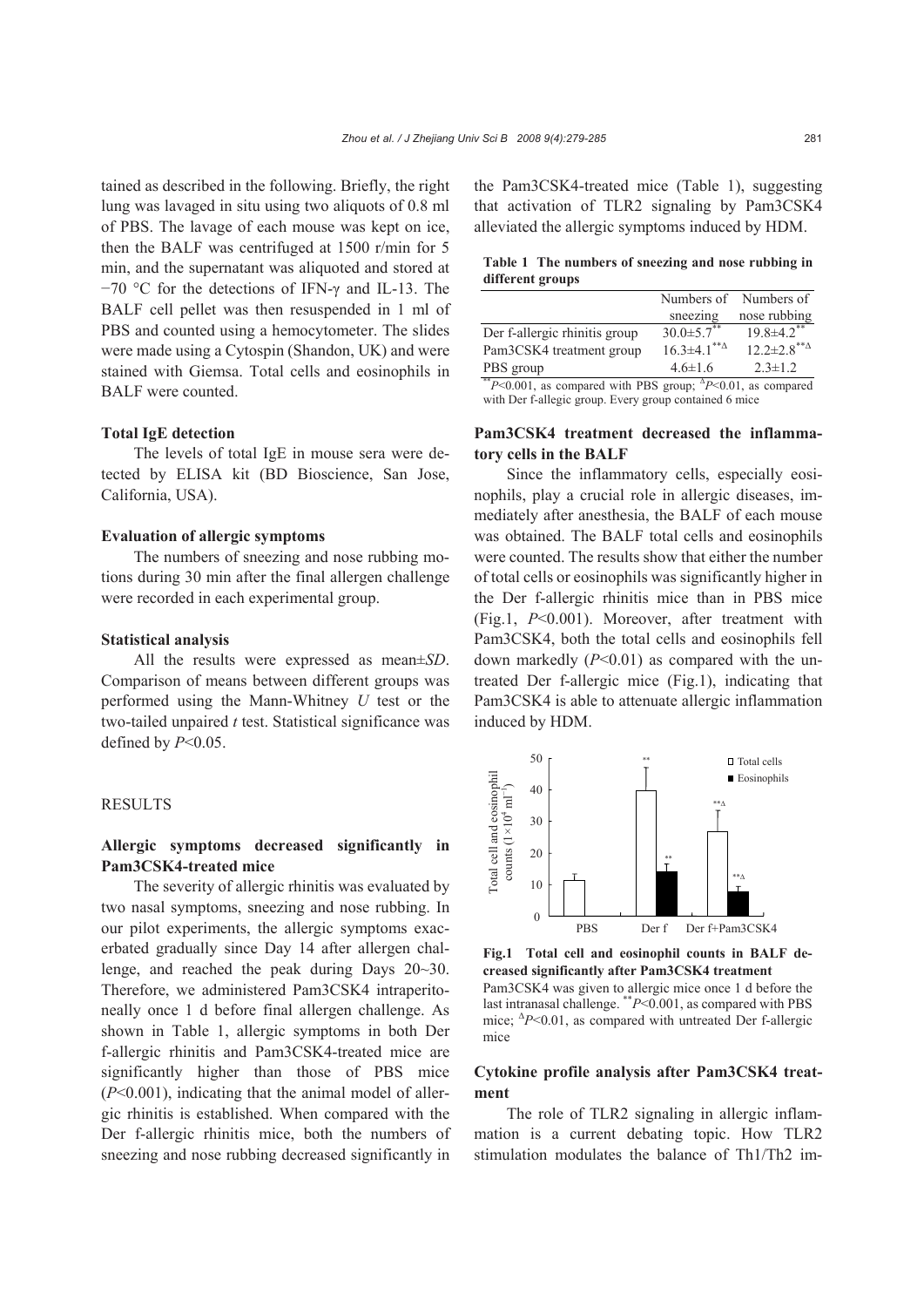tained as described in the following. Briefly, the right lung was lavaged in situ using two aliquots of 0.8 ml of PBS. The lavage of each mouse was kept on ice, then the BALF was centrifuged at 1500 r/min for 5 min, and the supernatant was aliquoted and stored at −70 °C for the detections of IFN-γ and IL-13. The BALF cell pellet was then resuspended in 1 ml of PBS and counted using a hemocytometer. The slides were made using a Cytospin (Shandon, UK) and were stained with Giemsa. Total cells and eosinophils in BALF were counted.

### Total IgE detection

The levels of total IgE in mouse sera were detected by ELISA kit (BD Bioscience, San Jose, California, USA).

### Evaluation of allergic symptoms

The numbers of sneezing and nose rubbing motions during 30 min after the final allergen challenge were recorded in each experimental group.

### Statistical analysis

All the results were expressed as mean±*SD*. Comparison of means between different groups was performed using the Mann-Whitney *U* test or the two-tailed unpaired *t* test. Statistical significance was defined by $P<0.05$.

## RESULTS

### Allergic symptoms decreased significantly in Pam3CSK4-treated mice

The severity of allergic rhinitis was evaluated by two nasal symptoms, sneezing and nose rubbing. In our pilot experiments, the allergic symptoms exacerbated gradually since Day 14 after allergen challenge, and reached the peak during Days 20~30. Therefore, we administered Pam3CSK4 intraperitoneally once 1 d before final allergen challenge. As shown in Table 1, allergic symptoms in both Der f-allergic rhinitis and Pam3CSK4-treated mice are significantly higher than those of PBS mice ($P<0.001$), indicating that the animal model of allergic rhinitis is established. When compared with the Der f-allergic rhinitis mice, both the numbers of sneezing and nose rubbing decreased significantly in the Pam3CSK4-treated mice (Table 1), suggesting that activation of TLR2 signaling by Pam3CSK4 alleviated the allergic symptoms induced by HDM.

**Table 1 The numbers of sneezing and nose rubbing in different groups**

| | Numbers of sneezing | Numbers of nose rubbing |
|---|---|---|
| Der f-allergic rhinitis group | 30.0±5.7** | 19.8±4.2** |
| Pam3CSK4 treatment group | 16.3±4.1**Δ | 12.2±2.8**Δ |
| PBS group | 4.6±1.6 | 2.3±1.2 |

** $P<0.001$, as compared with PBS group; Δ $P<0.01$, as compared with Der f-allegic group. Every group contained 6 mice

### Pam3CSK4 treatment decreased the inflammatory cells in the BALF

Since the inflammatory cells, especially eosinophils, play a crucial role in allergic diseases, immediately after anesthesia, the BALF of each mouse was obtained. The BALF total cells and eosinophils were counted. The results show that either the number of total cells or eosinophils was significantly higher in the Der f-allergic rhinitis mice than in PBS mice (Fig.1, $P<0.001$). Moreover, after treatment with Pam3CSK4, both the total cells and eosinophils fell down markedly ($P<0.01$) as compared with the untreated Der f-allergic mice (Fig.1), indicating that Pam3CSK4 is able to attenuate allergic inflammation induced by HDM.

**Fig.1 Total cell and eosinophil counts in BALF decreased significantly after Pam3CSK4 treatment**
Pam3CSK4 was given to allergic mice once 1 d before the last intranasal challenge. ** $P<0.001$, as compared with PBS mice; Δ $P<0.01$, as compared with untreated Der f-allergic mice

### Cytokine profile analysis after Pam3CSK4 treatment

The role of TLR2 signaling in allergic inflammation is a current debating topic. How TLR2 stimulation modulates the balance of Th1/Th2 im-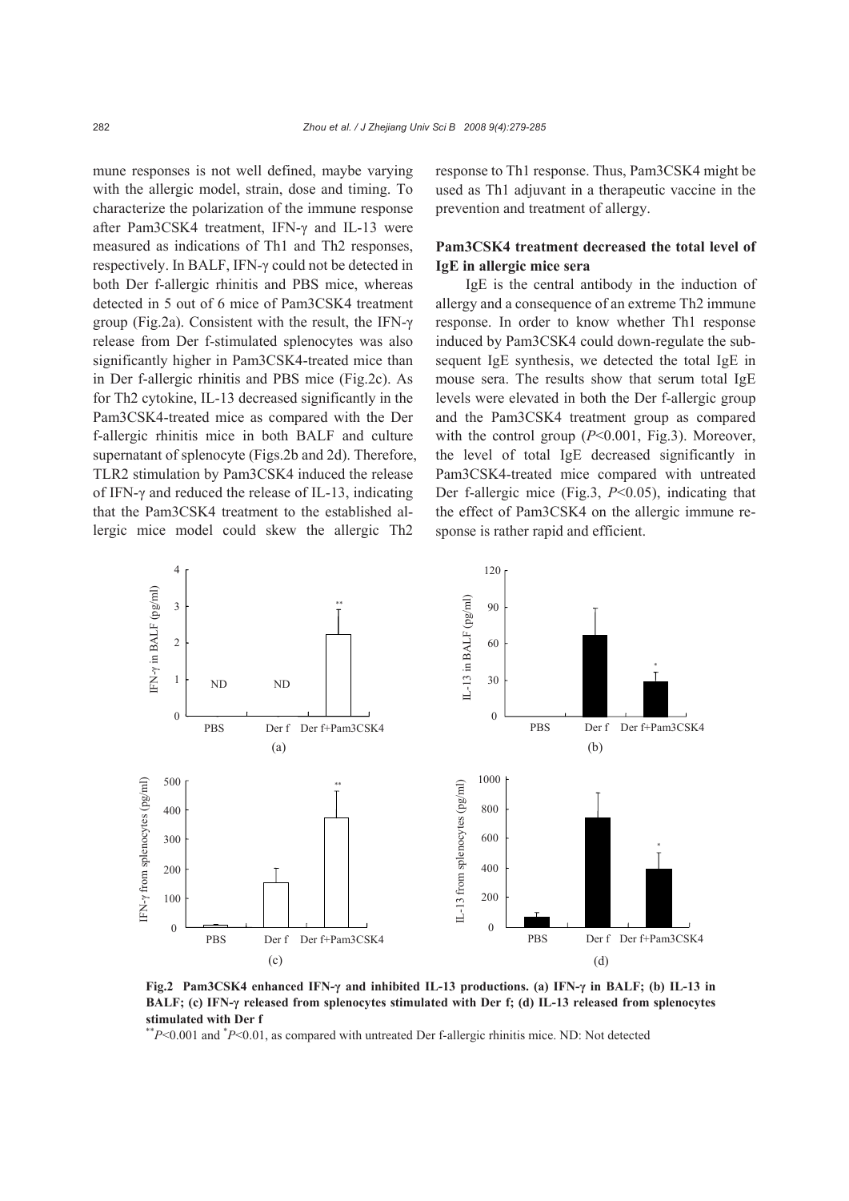mune responses is not well defined, maybe varying with the allergic model, strain, dose and timing. To characterize the polarization of the immune response after Pam3CSK4 treatment, IFN-γ and IL-13 were measured as indications of Th1 and Th2 responses, respectively. In BALF, IFN-γ could not be detected in both Der f-allergic rhinitis and PBS mice, whereas detected in 5 out of 6 mice of Pam3CSK4 treatment group (Fig.2a). Consistent with the result, the IFN-γ release from Der f-stimulated splenocytes was also significantly higher in Pam3CSK4-treated mice than in Der f-allergic rhinitis and PBS mice (Fig.2c). As for Th2 cytokine, IL-13 decreased significantly in the Pam3CSK4-treated mice as compared with the Der f-allergic rhinitis mice in both BALF and culture supernatant of splenocyte (Figs.2b and 2d). Therefore, TLR2 stimulation by Pam3CSK4 induced the release of IFN-γ and reduced the release of IL-13, indicating that the Pam3CSK4 treatment to the established allergic mice model could skew the allergic Th2 response to Th1 response. Thus, Pam3CSK4 might be used as Th1 adjuvant in a therapeutic vaccine in the prevention and treatment of allergy.

### Pam3CSK4 treatment decreased the total level of IgE in allergic mice sera

IgE is the central antibody in the induction of allergy and a consequence of an extreme Th2 immune response. In order to know whether Th1 response induced by Pam3CSK4 could down-regulate the subsequent IgE synthesis, we detected the total IgE in mouse sera. The results show that serum total IgE levels were elevated in both the Der f-allergic group and the Pam3CSK4 treatment group as compared with the control group ($P<0.001$, Fig.3). Moreover, the level of total IgE decreased significantly in Pam3CSK4-treated mice compared with untreated Der f-allergic mice (Fig.3, $P<0.05$), indicating that the effect of Pam3CSK4 on the allergic immune response is rather rapid and efficient.

**Fig.2 Pam3CSK4 enhanced IFN-γ and inhibited IL-13 productions. (a) IFN-γ in BALF; (b) IL-13 in BALF; (c) IFN-γ released from splenocytes stimulated with Der f; (d) IL-13 released from splenocytes stimulated with Der f**

** $P<0.001$ and * $P<0.01$, as compared with untreated Der f-allergic rhinitis mice. ND: Not detected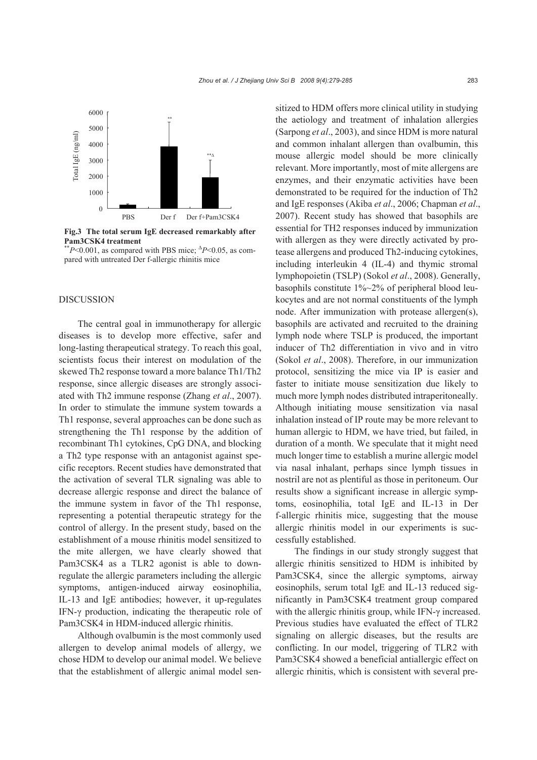Fig.3 The total serum IgE decreased remarkably after Pam3CSK4 treatment

$^{**}P<0.001$, as compared with PBS mice; $^{\Delta}P<0.05$, as compared with untreated Der f-allergic rhinitis mice

## DISCUSSION

The central goal in immunotherapy for allergic diseases is to develop more effective, safer and long-lasting therapeutical strategy. To reach this goal, scientists focus their interest on modulation of the skewed Th2 response toward a more balance Th1/Th2 response, since allergic diseases are strongly associated with Th2 immune response (Zhang *et al*., 2007). In order to stimulate the immune system towards a Th1 response, several approaches can be done such as strengthening the Th1 response by the addition of recombinant Th1 cytokines, CpG DNA, and blocking a Th2 type response with an antagonist against specific receptors. Recent studies have demonstrated that the activation of several TLR signaling was able to decrease allergic response and direct the balance of the immune system in favor of the Th1 response, representing a potential therapeutic strategy for the control of allergy. In the present study, based on the establishment of a mouse rhinitis model sensitized to the mite allergen, we have clearly showed that Pam3CSK4 as a TLR2 agonist is able to downregulate the allergic parameters including the allergic symptoms, antigen-induced airway eosinophilia, IL-13 and IgE antibodies; however, it up-regulates IFN-γ production, indicating the therapeutic role of Pam3CSK4 in HDM-induced allergic rhinitis.

Although ovalbumin is the most commonly used allergen to develop animal models of allergy, we chose HDM to develop our animal model. We believe that the establishment of allergic animal model sensitized to HDM offers more clinical utility in studying the aetiology and treatment of inhalation allergies (Sarpong *et al*., 2003), and since HDM is more natural and common inhalant allergen than ovalbumin, this mouse allergic model should be more clinically relevant. More importantly, most of mite allergens are enzymes, and their enzymatic activities have been demonstrated to be required for the induction of Th2 and IgE responses (Akiba *et al*., 2006; Chapman *et al*., 2007). Recent study has showed that basophils are essential for TH2 responses induced by immunization with allergen as they were directly activated by protease allergens and produced Th2-inducing cytokines, including interleukin 4 (IL-4) and thymic stromal lymphopoietin (TSLP) (Sokol *et al*., 2008). Generally, basophils constitute 1%~2% of peripheral blood leukocytes and are not normal constituents of the lymph node. After immunization with protease allergen(s), basophils are activated and recruited to the draining lymph node where TSLP is produced, the important inducer of Th2 differentiation in vivo and in vitro (Sokol *et al*., 2008). Therefore, in our immunization protocol, sensitizing the mice via IP is easier and faster to initiate mouse sensitization due likely to much more lymph nodes distributed intraperitoneally. Although initiating mouse sensitization via nasal inhalation instead of IP route may be more relevant to human allergic to HDM, we have tried, but failed, in duration of a month. We speculate that it might need much longer time to establish a murine allergic model via nasal inhalant, perhaps since lymph tissues in nostril are not as plentiful as those in peritoneum. Our results show a significant increase in allergic symptoms, eosinophilia, total IgE and IL-13 in Der f-allergic rhinitis mice, suggesting that the mouse allergic rhinitis model in our experiments is successfully established.

The findings in our study strongly suggest that allergic rhinitis sensitized to HDM is inhibited by Pam3CSK4, since the allergic symptoms, airway eosinophils, serum total IgE and IL-13 reduced significantly in Pam3CSK4 treatment group compared with the allergic rhinitis group, while IFN-γ increased. Previous studies have evaluated the effect of TLR2 signaling on allergic diseases, but the results are conflicting. In our model, triggering of TLR2 with Pam3CSK4 showed a beneficial antiallergic effect on allergic rhinitis, which is consistent with several pre-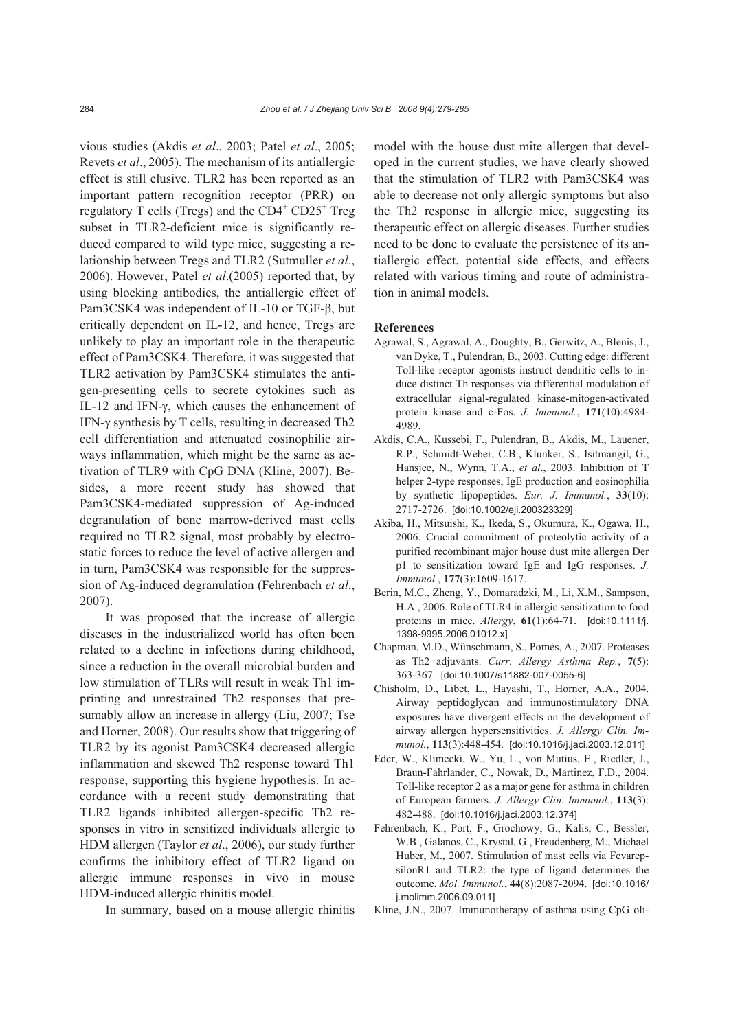vious studies (Akdis *et al*., 2003; Patel *et al*., 2005; Revets *et al*., 2005). The mechanism of its antiallergic effect is still elusive. TLR2 has been reported as an important pattern recognition receptor (PRR) on regulatory T cells (Tregs) and the $CD4^+$ $CD25^+$ Treg subset in TLR2-deficient mice is significantly reduced compared to wild type mice, suggesting a relationship between Tregs and TLR2 (Sutmuller *et al*., 2006). However, Patel *et al*.(2005) reported that, by using blocking antibodies, the antiallergic effect of Pam3CSK4 was independent of IL-10 or TGF-β, but critically dependent on IL-12, and hence, Tregs are unlikely to play an important role in the therapeutic effect of Pam3CSK4. Therefore, it was suggested that TLR2 activation by Pam3CSK4 stimulates the antigen-presenting cells to secrete cytokines such as IL-12 and IFN-γ, which causes the enhancement of IFN-γ synthesis by T cells, resulting in decreased Th2 cell differentiation and attenuated eosinophilic airways inflammation, which might be the same as activation of TLR9 with CpG DNA (Kline, 2007). Besides, a more recent study has showed that Pam3CSK4-mediated suppression of Ag-induced degranulation of bone marrow-derived mast cells required no TLR2 signal, most probably by electrostatic forces to reduce the level of active allergen and in turn, Pam3CSK4 was responsible for the suppression of Ag-induced degranulation (Fehrenbach *et al*., 2007).

It was proposed that the increase of allergic diseases in the industrialized world has often been related to a decline in infections during childhood, since a reduction in the overall microbial burden and low stimulation of TLRs will result in weak Th1 imprinting and unrestrained Th2 responses that presumably allow an increase in allergy (Liu, 2007; Tse and Horner, 2008). Our results show that triggering of TLR2 by its agonist Pam3CSK4 decreased allergic inflammation and skewed Th2 response toward Th1 response, supporting this hygiene hypothesis. In accordance with a recent study demonstrating that TLR2 ligands inhibited allergen-specific Th2 responses in vitro in sensitized individuals allergic to HDM allergen (Taylor *et al*., 2006), our study further confirms the inhibitory effect of TLR2 ligand on allergic immune responses in vivo in mouse HDM-induced allergic rhinitis model.

In summary, based on a mouse allergic rhinitis model with the house dust mite allergen that developed in the current studies, we have clearly showed that the stimulation of TLR2 with Pam3CSK4 was able to decrease not only allergic symptoms but also the Th2 response in allergic mice, suggesting its therapeutic effect on allergic diseases. Further studies need to be done to evaluate the persistence of its antiallergic effect, potential side effects, and effects related with various timing and route of administration in animal models.

## References

Agrawal, S., Agrawal, A., Doughty, B., Gerwitz, A., Blenis, J., van Dyke, T., Pulendran, B., 2003. Cutting edge: different Toll-like receptor agonists instruct dendritic cells to induce distinct Th responses via differential modulation of extracellular signal-regulated kinase-mitogen-activated protein kinase and c-Fos. *J. Immunol.*, **171**(10):4984-4989.

Akdis, C.A., Kussebi, F., Pulendran, B., Akdis, M., Lauener, R.P., Schmidt-Weber, C.B., Klunker, S., Isitmangil, G., Hansjee, N., Wynn, T.A., *et al*., 2003. Inhibition of T helper 2-type responses, IgE production and eosinophilia by synthetic lipopeptides. *Eur. J. Immunol.*, **33**(10): 2717-2726. [doi:10.1002/eji.200323329]

Akiba, H., Mitsuishi, K., Ikeda, S., Okumura, K., Ogawa, H., 2006. Crucial commitment of proteolytic activity of a purified recombinant major house dust mite allergen Der p1 to sensitization toward IgE and IgG responses. *J. Immunol.*, **177**(3):1609-1617.

Berin, M.C., Zheng, Y., Domaradzki, M., Li, X.M., Sampson, H.A., 2006. Role of TLR4 in allergic sensitization to food proteins in mice. *Allergy*, **61**(1):64-71. [doi:10.1111/j.1398-9995.2006.01012.x]

Chapman, M.D., Wünschmann, S., Pomés, A., 2007. Proteases as Th2 adjuvants. *Curr. Allergy Asthma Rep.*, **7**(5): 363-367. [doi:10.1007/s11882-007-0055-6]

Chisholm, D., Libet, L., Hayashi, T., Horner, A.A., 2004. Airway peptidoglycan and immunostimulatory DNA exposures have divergent effects on the development of airway allergen hypersensitivities. *J. Allergy Clin. Immunol.*, **113**(3):448-454. [doi:10.1016/j.jaci.2003.12.011]

Eder, W., Klimecki, W., Yu, L., von Mutius, E., Riedler, J., Braun-Fahrlander, C., Nowak, D., Martinez, F.D., 2004. Toll-like receptor 2 as a major gene for asthma in children of European farmers. *J. Allergy Clin. Immunol.*, **113**(3): 482-488. [doi:10.1016/j.jaci.2003.12.374]

Fehrenbach, K., Port, F., Grochowy, G., Kalis, C., Bessler, W.B., Galanos, C., Krystal, G., Freudenberg, M., Michael Huber, M., 2007. Stimulation of mast cells via FcvarepsilonR1 and TLR2: the type of ligand determines the outcome. *Mol. Immunol.*, **44**(8):2087-2094. [doi:10.1016/j.molimm.2006.09.011]

Kline, J.N., 2007. Immunotherapy of asthma using CpG oli-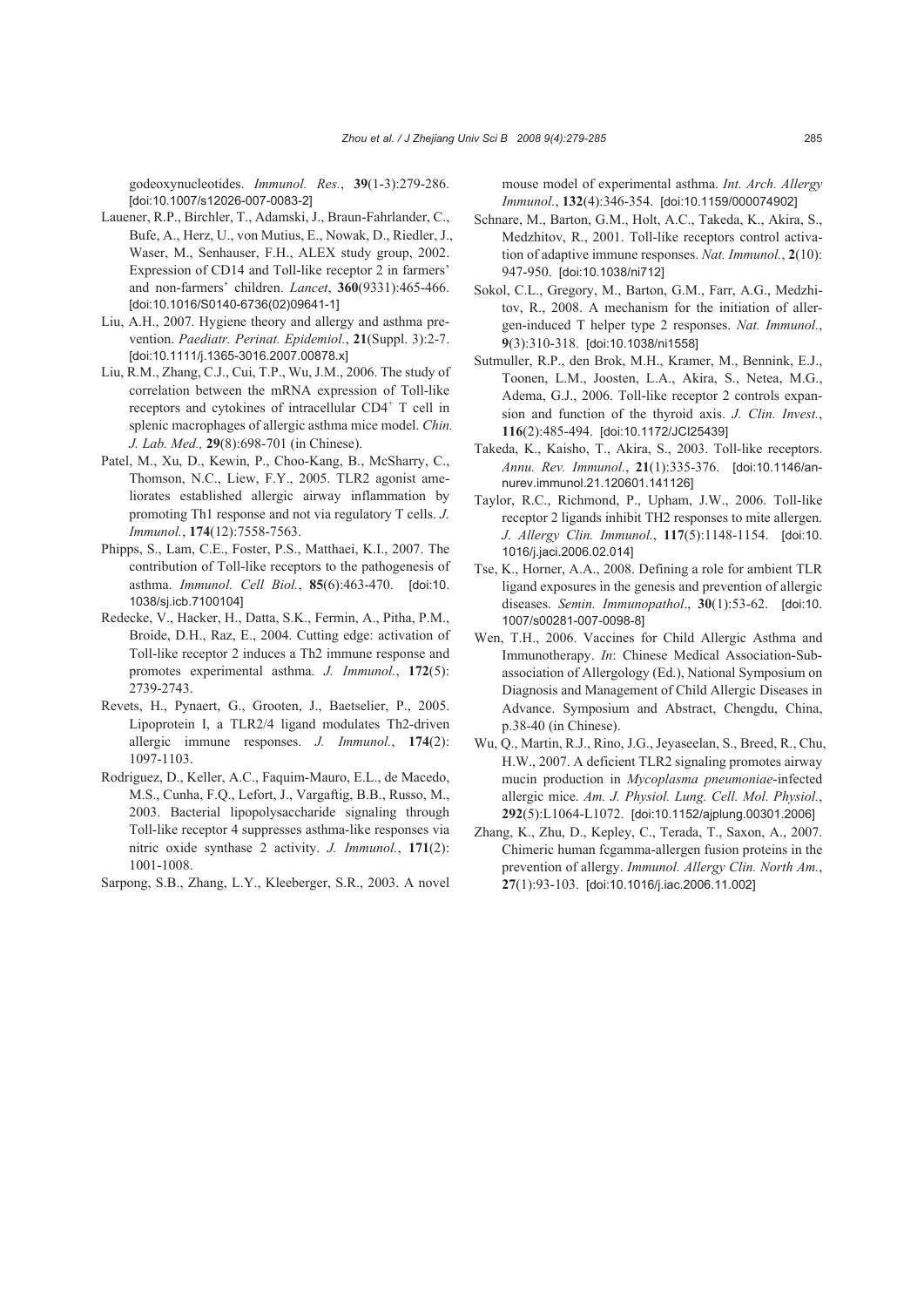godeoxynucleotides. *Immunol. Res.*, **39**(1-3):279-286. [doi:10.1007/s12026-007-0083-2]

Lauener, R.P., Birchler, T., Adamski, J., Braun-Fahrlander, C., Bufe, A., Herz, U., von Mutius, E., Nowak, D., Riedler, J., Waser, M., Senhauser, F.H., ALEX study group, 2002. Expression of CD14 and Toll-like receptor 2 in farmers' and non-farmers' children. *Lancet*, **360**(9331):465-466. [doi:10.1016/S0140-6736(02)09641-1]

Liu, A.H., 2007. Hygiene theory and allergy and asthma prevention. *Paediatr. Perinat. Epidemiol.*, **21**(Suppl. 3):2-7. [doi:10.1111/j.1365-3016.2007.00878.x]

Liu, R.M., Zhang, C.J., Cui, T.P., Wu, J.M., 2006. The study of correlation between the mRNA expression of Toll-like receptors and cytokines of intracellular $CD4^+$ T cell in splenic macrophages of allergic asthma mice model. *Chin. J. Lab. Med.,* **29**(8):698-701 (in Chinese).

Patel, M., Xu, D., Kewin, P., Choo-Kang, B., McSharry, C., Thomson, N.C., Liew, F.Y., 2005. TLR2 agonist ameliorates established allergic airway inflammation by promoting Th1 response and not via regulatory T cells. *J. Immunol.*, **174**(12):7558-7563.

Phipps, S., Lam, C.E., Foster, P.S., Matthaei, K.I., 2007. The contribution of Toll-like receptors to the pathogenesis of asthma. *Immunol. Cell Biol.*, **85**(6):463-470. [doi:10.1038/sj.icb.7100104]

Redecke, V., Hacker, H., Datta, S.K., Fermin, A., Pitha, P.M., Broide, D.H., Raz, E., 2004. Cutting edge: activation of Toll-like receptor 2 induces a Th2 immune response and promotes experimental asthma. *J. Immunol.*, **172**(5): 2739-2743.

Revets, H., Pynaert, G., Grooten, J., Baetselier, P., 2005. Lipoprotein I, a TLR2/4 ligand modulates Th2-driven allergic immune responses. *J. Immunol.*, **174**(2): 1097-1103.

Rodriguez, D., Keller, A.C., Faquim-Mauro, E.L., de Macedo, M.S., Cunha, F.Q., Lefort, J., Vargaftig, B.B., Russo, M., 2003. Bacterial lipopolysaccharide signaling through Toll-like receptor 4 suppresses asthma-like responses via nitric oxide synthase 2 activity. *J. Immunol.*, **171**(2): 1001-1008.

Sarpong, S.B., Zhang, L.Y., Kleeberger, S.R., 2003. A novel mouse model of experimental asthma. *Int. Arch. Allergy Immunol.*, **132**(4):346-354. [doi:10.1159/000074902]

Schnare, M., Barton, G.M., Holt, A.C., Takeda, K., Akira, S., Medzhitov, R., 2001. Toll-like receptors control activation of adaptive immune responses. *Nat. Immunol.*, **2**(10): 947-950. [doi:10.1038/ni712]

Sokol, C.L., Gregory, M., Barton, G.M., Farr, A.G., Medzhitov, R., 2008. A mechanism for the initiation of allergen-induced T helper type 2 responses. *Nat. Immunol.*, **9**(3):310-318. [doi:10.1038/ni1558]

Sutmuller, R.P., den Brok, M.H., Kramer, M., Bennink, E.J., Toonen, L.M., Joosten, L.A., Akira, S., Netea, M.G., Adema, G.J., 2006. Toll-like receptor 2 controls expansion and function of the thyroid axis. *J. Clin. Invest.*, **116**(2):485-494. [doi:10.1172/JCI25439]

Takeda, K., Kaisho, T., Akira, S., 2003. Toll-like receptors. *Annu. Rev. Immunol.*, **21**(1):335-376. [doi:10.1146/annurev.immunol.21.120601.141126]

Taylor, R.C., Richmond, P., Upham, J.W., 2006. Toll-like receptor 2 ligands inhibit TH2 responses to mite allergen. *J. Allergy Clin. Immunol.*, **117**(5):1148-1154. [doi:10.1016/j.jaci.2006.02.014]

Tse, K., Horner, A.A., 2008. Defining a role for ambient TLR ligand exposures in the genesis and prevention of allergic diseases. *Semin. Immunopathol*., **30**(1):53-62. [doi:10.1007/s00281-007-0098-8]

Wen, T.H., 2006. Vaccines for Child Allergic Asthma and Immunotherapy. *In*: Chinese Medical Association-Subassociation of Allergology (Ed.), National Symposium on Diagnosis and Management of Child Allergic Diseases in Advance. Symposium and Abstract, Chengdu, China, p.38-40 (in Chinese).

Wu, Q., Martin, R.J., Rino, J.G., Jeyaseelan, S., Breed, R., Chu, H.W., 2007. A deficient TLR2 signaling promotes airway mucin production in *Mycoplasma pneumoniae*-infected allergic mice. *Am. J. Physiol. Lung. Cell. Mol. Physiol.*, **292**(5):L1064-L1072. [doi:10.1152/ajplung.00301.2006]

Zhang, K., Zhu, D., Kepley, C., Terada, T., Saxon, A., 2007. Chimeric human fcgamma-allergen fusion proteins in the prevention of allergy. *Immunol. Allergy Clin. North Am.*, **27**(1):93-103. [doi:10.1016/j.iac.2006.11.002]